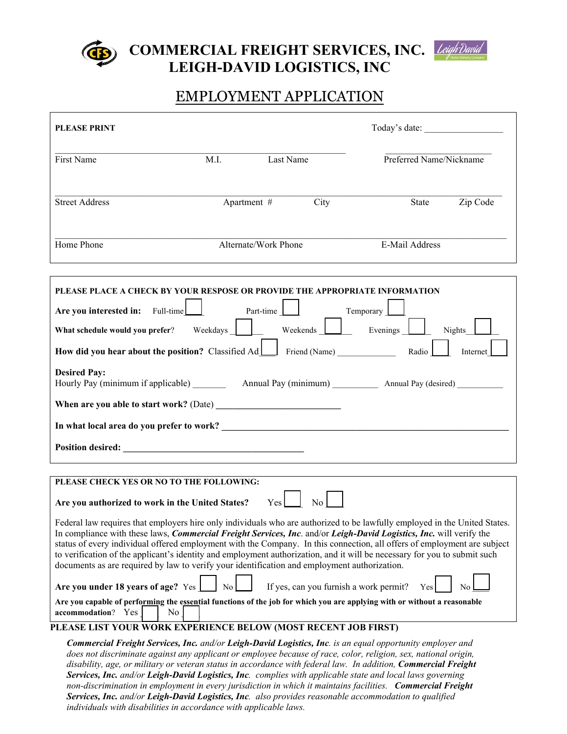# COMMERCIAL FREIGHT SERVICES, INC.
# LEIGH-DAVID LOGISTICS, INC

## EMPLOYMENT APPLICATION

**PLEASE PRINT**

Today's date: ________________

_______________________________________________ ____________________

First Name M.I. Last Name Preferred Name/Nickname

_____________________________________________________________________

Street Address Apartment # City State Zip Code

_____________________________________________________________________

Home Phone Alternate/Work Phone E-Mail Address

---

**PLEASE PLACE A CHECK BY YOUR RESPOSE OR PROVIDE THE APPROPRIATE INFORMATION**

**Are you interested in:** Full-time ☐ Part-time ☐ Temporary ☐

**What schedule would you prefer**? Weekdays ☐ Weekends ☐ Evenings ☐ Nights ☐

**How did you hear about the position?** Classified Ad ☐ Friend (Name) _____________ Radio ☐ Internet ☐

**Desired Pay:**
Hourly Pay (minimum if applicable) _______ Annual Pay (minimum) __________ Annual Pay (desired) __________

**When are you able to start work?** (Date) ___________________________

**In what local area do you prefer to work?** ___________________________________________________________

**Position desired:** ________________________________________

---

**PLEASE CHECK YES OR NO TO THE FOLLOWING:**

**Are you authorized to work in the United States?** Yes ☐ No ☐

Federal law requires that employers hire only individuals who are authorized to be lawfully employed in the United States. In compliance with these laws, ***Commercial Freight Services, Inc***. and/or ***Leigh-David Logistics, Inc.*** will verify the status of every individual offered employment with the Company. In this connection, all offers of employment are subject to verification of the applicant's identity and employment authorization, and it will be necessary for you to submit such documents as are required by law to verify your identification and employment authorization.

**Are you under 18 years of age?** Yes ☐ No ☐ If yes, can you furnish a work permit? Yes ☐ No ☐

**Are you capable of performing the essential functions of the job for which you are applying with or without a reasonable accommodation**? Yes ☐ No ☐

**PLEASE LIST YOUR WORK EXPERIENCE BELOW (MOST RECENT JOB FIRST)**

*__Commercial Freight Services, Inc.__ and/or __Leigh-David Logistics, Inc__. is an equal opportunity employer and does not discriminate against any applicant or employee because of race, color, religion, sex, national origin, disability, age, or military or veteran status in accordance with federal law. In addition, __Commercial Freight Services, Inc.__ and/or __Leigh-David Logistics, Inc__. complies with applicable state and local laws governing non-discrimination in employment in every jurisdiction in which it maintains facilities. __Commercial Freight Services, Inc.__ and/or __Leigh-David Logistics, Inc__. also provides reasonable accommodation to qualified individuals with disabilities in accordance with applicable laws.*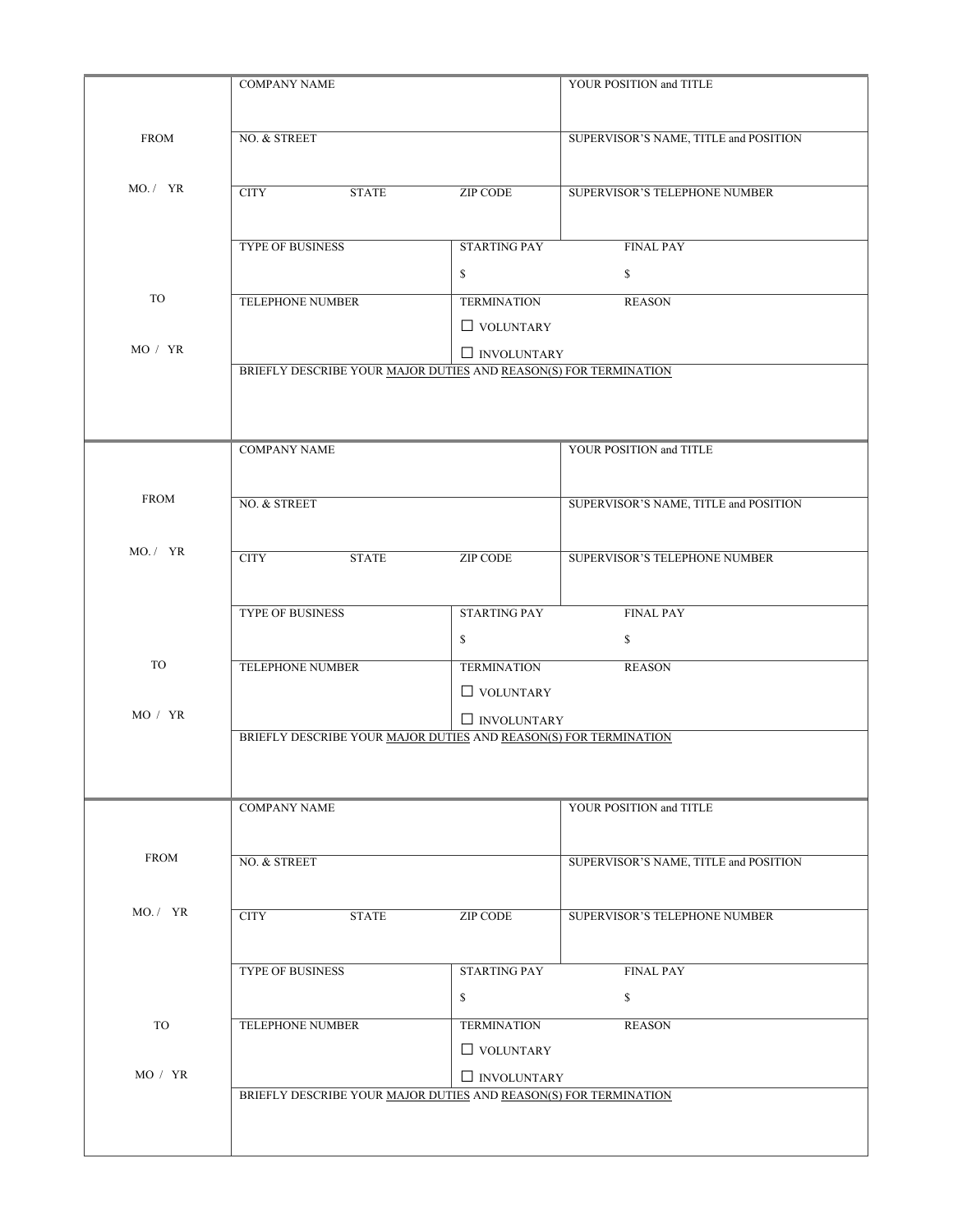| FROM MO. / YR — TO MO / YR | COMPANY NAME | | YOUR POSITION and TITLE |
|---|---|---|---|
| | NO. & STREET | | SUPERVISOR'S NAME, TITLE and POSITION |
| | CITY STATE | ZIP CODE | SUPERVISOR'S TELEPHONE NUMBER |
| | TYPE OF BUSINESS | STARTING PAY $ | FINAL PAY $ |
| | TELEPHONE NUMBER | TERMINATION ☐ VOLUNTARY ☐ INVOLUNTARY | REASON |
| | BRIEFLY DESCRIBE YOUR MAJOR DUTIES AND REASON(S) FOR TERMINATION | | |

| FROM MO. / YR — TO MO / YR | COMPANY NAME | | YOUR POSITION and TITLE |
|---|---|---|---|
| | NO. & STREET | | SUPERVISOR'S NAME, TITLE and POSITION |
| | CITY STATE | ZIP CODE | SUPERVISOR'S TELEPHONE NUMBER |
| | TYPE OF BUSINESS | STARTING PAY $ | FINAL PAY $ |
| | TELEPHONE NUMBER | TERMINATION ☐ VOLUNTARY ☐ INVOLUNTARY | REASON |
| | BRIEFLY DESCRIBE YOUR MAJOR DUTIES AND REASON(S) FOR TERMINATION | | |

| FROM MO. / YR — TO MO / YR | COMPANY NAME | | YOUR POSITION and TITLE |
|---|---|---|---|
| | NO. & STREET | | SUPERVISOR'S NAME, TITLE and POSITION |
| | CITY STATE | ZIP CODE | SUPERVISOR'S TELEPHONE NUMBER |
| | TYPE OF BUSINESS | STARTING PAY $ | FINAL PAY $ |
| | TELEPHONE NUMBER | TERMINATION ☐ VOLUNTARY ☐ INVOLUNTARY | REASON |
| | BRIEFLY DESCRIBE YOUR MAJOR DUTIES AND REASON(S) FOR TERMINATION | | |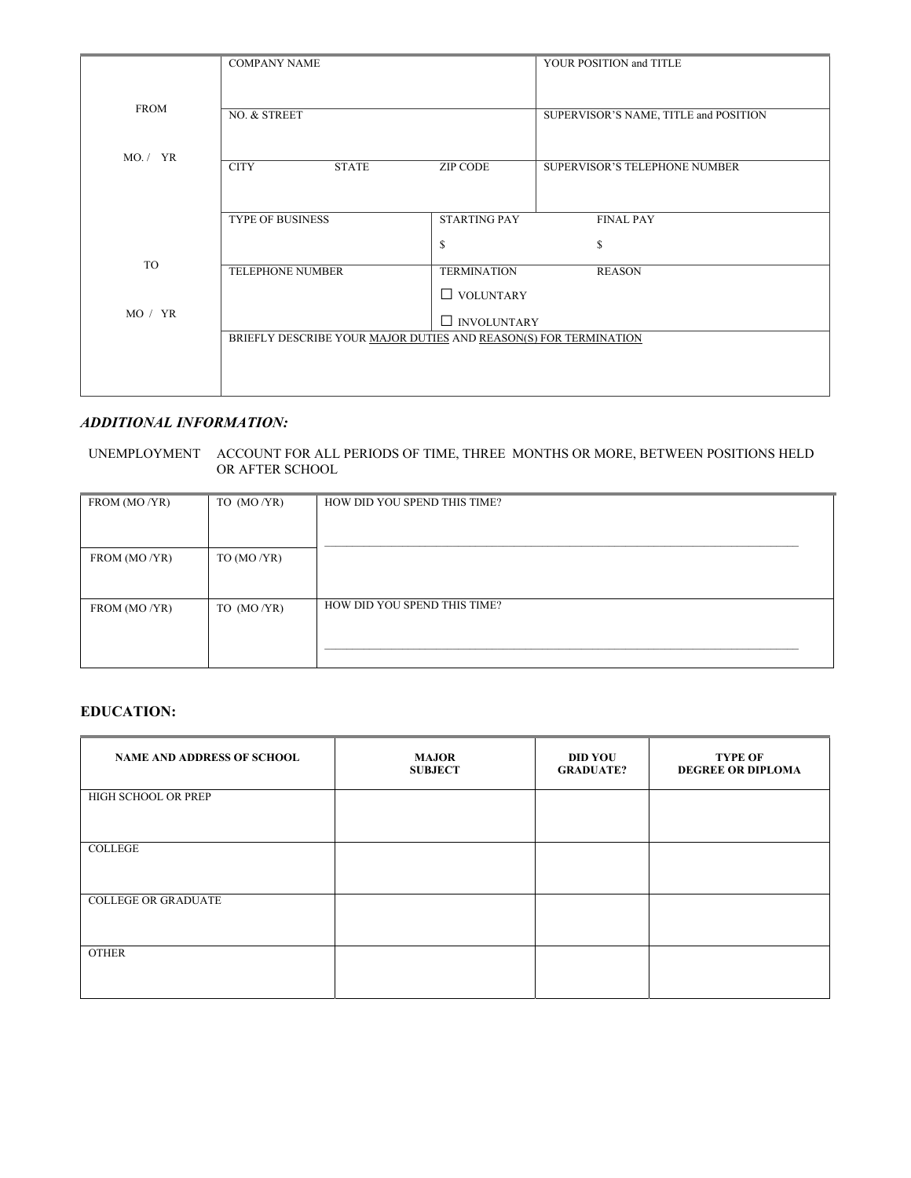| FROM<br><br>MO. / YR<br><br><br><br>TO<br><br>MO / YR | COMPANY NAME | | YOUR POSITION and TITLE |
|---|---|---|---|
| | NO. & STREET | | SUPERVISOR'S NAME, TITLE and POSITION |
| | CITY STATE ZIP CODE | | SUPERVISOR'S TELEPHONE NUMBER |
| | TYPE OF BUSINESS | STARTING PAY<br>$ | FINAL PAY<br>$ |
| | TELEPHONE NUMBER | TERMINATION<br>☐ VOLUNTARY<br>☐ INVOLUNTARY | REASON |
| | BRIEFLY DESCRIBE YOUR MAJOR DUTIES AND REASON(S) FOR TERMINATION | | |

### *ADDITIONAL INFORMATION:*

UNEMPLOYMENT ACCOUNT FOR ALL PERIODS OF TIME, THREE MONTHS OR MORE, BETWEEN POSITIONS HELD OR AFTER SCHOOL

| FROM (MO /YR) | TO (MO /YR) | HOW DID YOU SPEND THIS TIME? |
|---|---|---|
| FROM (MO /YR) | TO (MO /YR) | |
| FROM (MO /YR) | TO (MO /YR) | HOW DID YOU SPEND THIS TIME? |

### EDUCATION:

| NAME AND ADDRESS OF SCHOOL | MAJOR SUBJECT | DID YOU GRADUATE? | TYPE OF DEGREE OR DIPLOMA |
|---|---|---|---|
| HIGH SCHOOL OR PREP | | | |
| COLLEGE | | | |
| COLLEGE OR GRADUATE | | | |
| OTHER | | | |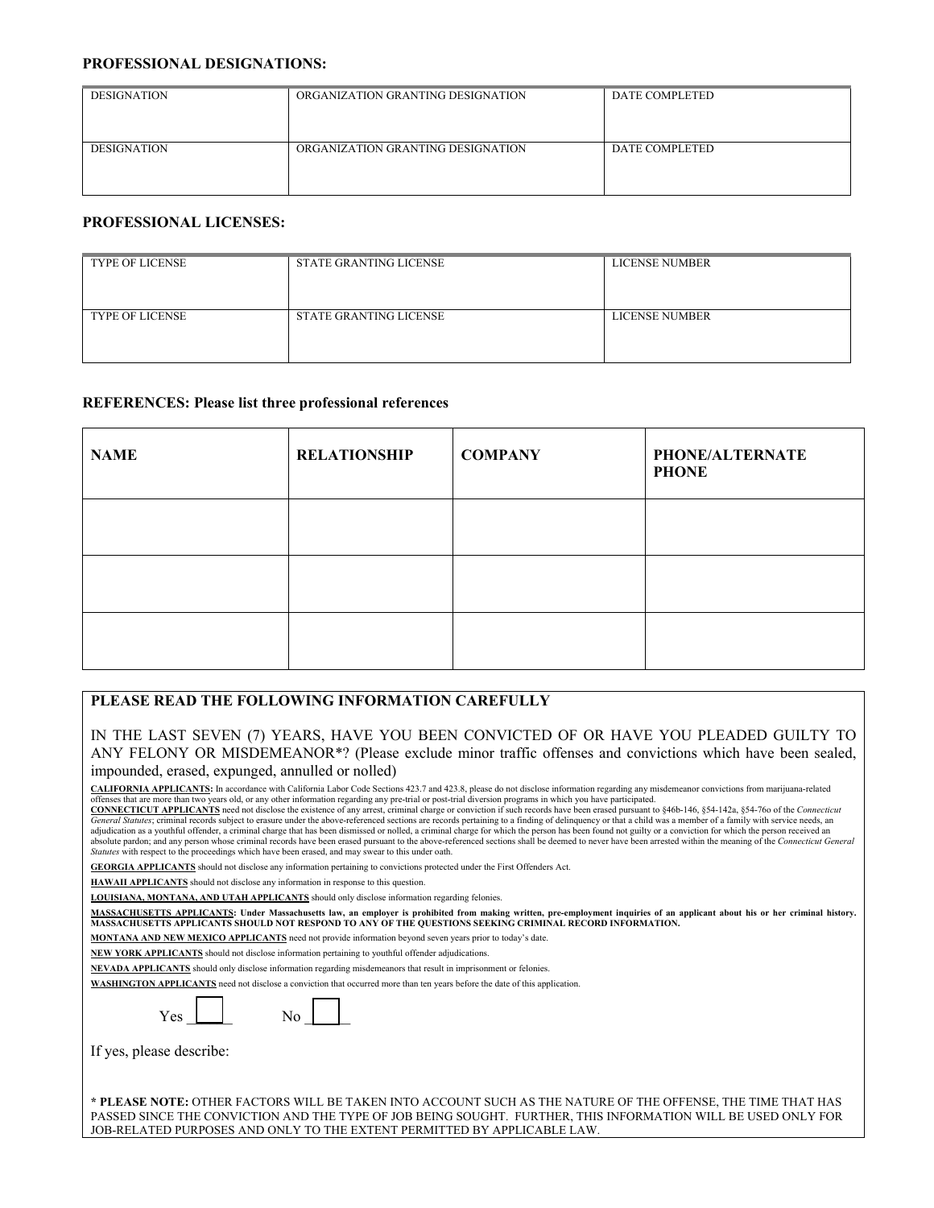**PROFESSIONAL DESIGNATIONS:**

| DESIGNATION | ORGANIZATION GRANTING DESIGNATION | DATE COMPLETED |
|---|---|---|
| DESIGNATION | ORGANIZATION GRANTING DESIGNATION | DATE COMPLETED |

**PROFESSIONAL LICENSES:**

| TYPE OF LICENSE | STATE GRANTING LICENSE | LICENSE NUMBER |
|---|---|---|
| TYPE OF LICENSE | STATE GRANTING LICENSE | LICENSE NUMBER |

**REFERENCES: Please list three professional references**

| NAME | RELATIONSHIP | COMPANY | PHONE/ALTERNATE PHONE |
|---|---|---|---|
| | | | |
| | | | |
| | | | |

**PLEASE READ THE FOLLOWING INFORMATION CAREFULLY**

IN THE LAST SEVEN (7) YEARS, HAVE YOU BEEN CONVICTED OF OR HAVE YOU PLEADED GUILTY TO ANY FELONY OR MISDEMEANOR*? (Please exclude minor traffic offenses and convictions which have been sealed, impounded, erased, expunged, annulled or nolled)

**CALIFORNIA APPLICANTS:** In accordance with California Labor Code Sections 423.7 and 423.8, please do not disclose information regarding any misdemeanor convictions from marijuana-related offenses that are more than two years old, or any other information regarding any pre-trial or post-trial diversion programs in which you have participated.
**CONNECTICUT APPLICANTS** need not disclose the existence of any arrest, criminal charge or conviction if such records have been erased pursuant to §46b-146, §54-142a, §54-76o of the *Connecticut General Statutes*; criminal records subject to erasure under the above-referenced sections are records pertaining to a finding of delinquency or that a child was a member of a family with service needs, an adjudication as a youthful offender, a criminal charge that has been dismissed or nolled, a criminal charge for which the person has been found not guilty or a conviction for which the person received an absolute pardon; and any person whose criminal records have been erased pursuant to the above-referenced sections shall be deemed to never have been arrested within the meaning of the *Connecticut General Statutes* with respect to the proceedings which have been erased, and may swear to this under oath.

**GEORGIA APPLICANTS** should not disclose any information pertaining to convictions protected under the First Offenders Act.

**HAWAII APPLICANTS** should not disclose any information in response to this question.

**LOUISIANA, MONTANA, AND UTAH APPLICANTS** should only disclose information regarding felonies.

**MASSACHUSETTS APPLICANTS: Under Massachusetts law, an employer is prohibited from making written, pre-employment inquiries of an applicant about his or her criminal history. MASSACHUSETTS APPLICANTS SHOULD NOT RESPOND TO ANY OF THE QUESTIONS SEEKING CRIMINAL RECORD INFORMATION.**

**MONTANA AND NEW MEXICO APPLICANTS** need not provide information beyond seven years prior to today's date.

**NEW YORK APPLICANTS** should not disclose information pertaining to youthful offender adjudications.

**NEVADA APPLICANTS** should only disclose information regarding misdemeanors that result in imprisonment or felonies.

**WASHINGTON APPLICANTS** need not disclose a conviction that occurred more than ten years before the date of this application.

Yes ☐ No ☐

If yes, please describe:

**\* PLEASE NOTE:** OTHER FACTORS WILL BE TAKEN INTO ACCOUNT SUCH AS THE NATURE OF THE OFFENSE, THE TIME THAT HAS PASSED SINCE THE CONVICTION AND THE TYPE OF JOB BEING SOUGHT. FURTHER, THIS INFORMATION WILL BE USED ONLY FOR JOB-RELATED PURPOSES AND ONLY TO THE EXTENT PERMITTED BY APPLICABLE LAW.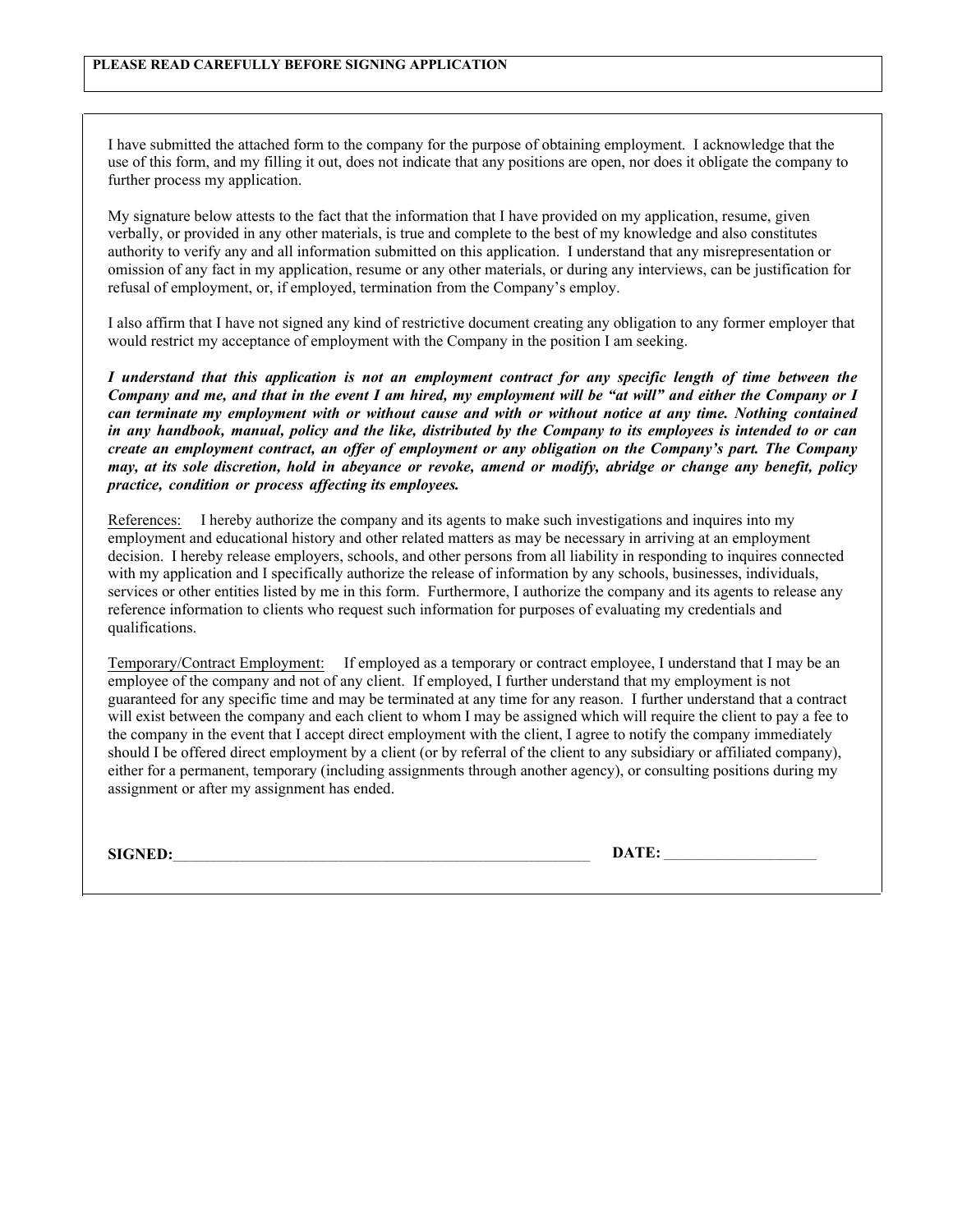**PLEASE READ CAREFULLY BEFORE SIGNING APPLICATION**

I have submitted the attached form to the company for the purpose of obtaining employment. I acknowledge that the use of this form, and my filling it out, does not indicate that any positions are open, nor does it obligate the company to further process my application.

My signature below attests to the fact that the information that I have provided on my application, resume, given verbally, or provided in any other materials, is true and complete to the best of my knowledge and also constitutes authority to verify any and all information submitted on this application. I understand that any misrepresentation or omission of any fact in my application, resume or any other materials, or during any interviews, can be justification for refusal of employment, or, if employed, termination from the Company's employ.

I also affirm that I have not signed any kind of restrictive document creating any obligation to any former employer that would restrict my acceptance of employment with the Company in the position I am seeking.

***I understand that this application is not an employment contract for any specific length of time between the Company and me, and that in the event I am hired, my employment will be "at will" and either the Company or I can terminate my employment with or without cause and with or without notice at any time. Nothing contained in any handbook, manual, policy and the like, distributed by the Company to its employees is intended to or can create an employment contract, an offer of employment or any obligation on the Company's part. The Company may, at its sole discretion, hold in abeyance or revoke, amend or modify, abridge or change any benefit, policy practice, condition or process affecting its employees.***

<u>References:</u> I hereby authorize the company and its agents to make such investigations and inquires into my employment and educational history and other related matters as may be necessary in arriving at an employment decision. I hereby release employers, schools, and other persons from all liability in responding to inquires connected with my application and I specifically authorize the release of information by any schools, businesses, individuals, services or other entities listed by me in this form. Furthermore, I authorize the company and its agents to release any reference information to clients who request such information for purposes of evaluating my credentials and qualifications.

<u>Temporary/Contract Employment:</u> If employed as a temporary or contract employee, I understand that I may be an employee of the company and not of any client. If employed, I further understand that my employment is not guaranteed for any specific time and may be terminated at any time for any reason. I further understand that a contract will exist between the company and each client to whom I may be assigned which will require the client to pay a fee to the company in the event that I accept direct employment with the client, I agree to notify the company immediately should I be offered direct employment by a client (or by referral of the client to any subsidiary or affiliated company), either for a permanent, temporary (including assignments through another agency), or consulting positions during my assignment or after my assignment has ended.

**SIGNED:**\_\_\_\_\_\_\_\_\_\_\_\_\_\_\_\_\_\_\_\_\_\_\_\_\_\_\_\_\_\_\_\_\_\_\_\_\_\_\_\_ **DATE:** \_\_\_\_\_\_\_\_\_\_\_\_\_\_\_\_\_\_\_\_